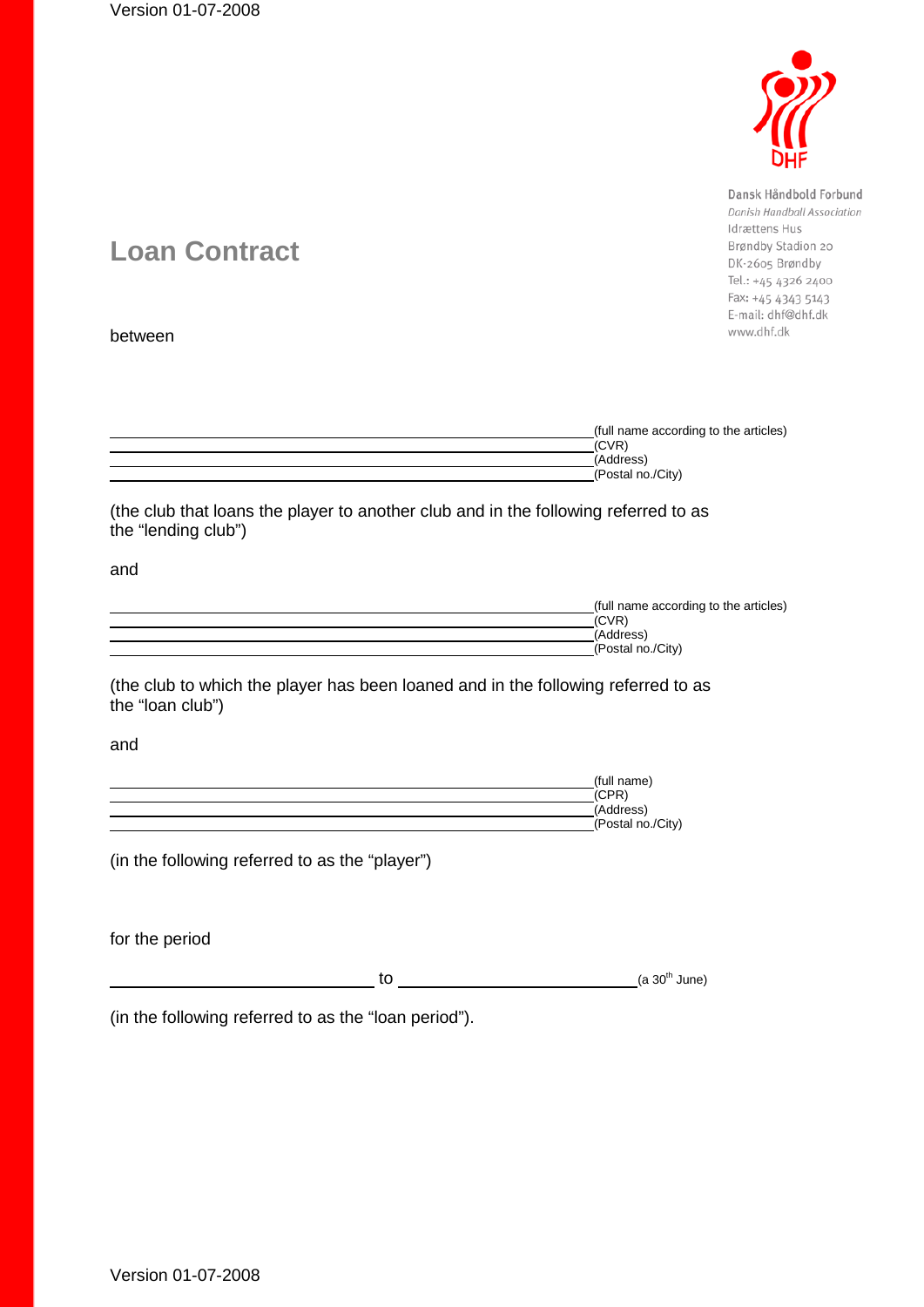Dansk Håndbold Forbund
*Danish Handball Association*
Idrættens Hus
Brøndby Stadion 20
DK-2605 Brøndby
Tel.: +45 4326 2400
Fax: +45 4343 5143
E-mail: dhf@dhf.dk
www.dhf.dk

# Loan Contract

between

\_\_\_\_\_\_\_\_\_\_\_\_\_\_\_\_\_\_\_\_\_\_\_\_\_\_\_\_\_\_\_\_\_\_\_\_\_\_\_\_ (full name according to the articles)
\_\_\_\_\_\_\_\_\_\_\_\_\_\_\_\_\_\_\_\_\_\_\_\_\_\_\_\_\_\_\_\_\_\_\_\_\_\_\_\_ (CVR)
\_\_\_\_\_\_\_\_\_\_\_\_\_\_\_\_\_\_\_\_\_\_\_\_\_\_\_\_\_\_\_\_\_\_\_\_\_\_\_\_ (Address)
\_\_\_\_\_\_\_\_\_\_\_\_\_\_\_\_\_\_\_\_\_\_\_\_\_\_\_\_\_\_\_\_\_\_\_\_\_\_\_\_ (Postal no./City)

(the club that loans the player to another club and in the following referred to as the "lending club")

and

\_\_\_\_\_\_\_\_\_\_\_\_\_\_\_\_\_\_\_\_\_\_\_\_\_\_\_\_\_\_\_\_\_\_\_\_\_\_\_\_ (full name according to the articles)
\_\_\_\_\_\_\_\_\_\_\_\_\_\_\_\_\_\_\_\_\_\_\_\_\_\_\_\_\_\_\_\_\_\_\_\_\_\_\_\_ (CVR)
\_\_\_\_\_\_\_\_\_\_\_\_\_\_\_\_\_\_\_\_\_\_\_\_\_\_\_\_\_\_\_\_\_\_\_\_\_\_\_\_ (Address)
\_\_\_\_\_\_\_\_\_\_\_\_\_\_\_\_\_\_\_\_\_\_\_\_\_\_\_\_\_\_\_\_\_\_\_\_\_\_\_\_ (Postal no./City)

(the club to which the player has been loaned and in the following referred to as the "loan club")

and

\_\_\_\_\_\_\_\_\_\_\_\_\_\_\_\_\_\_\_\_\_\_\_\_\_\_\_\_\_\_\_\_\_\_\_\_\_\_\_\_ (full name)
\_\_\_\_\_\_\_\_\_\_\_\_\_\_\_\_\_\_\_\_\_\_\_\_\_\_\_\_\_\_\_\_\_\_\_\_\_\_\_\_ (CPR)
\_\_\_\_\_\_\_\_\_\_\_\_\_\_\_\_\_\_\_\_\_\_\_\_\_\_\_\_\_\_\_\_\_\_\_\_\_\_\_\_ (Address)
\_\_\_\_\_\_\_\_\_\_\_\_\_\_\_\_\_\_\_\_\_\_\_\_\_\_\_\_\_\_\_\_\_\_\_\_\_\_\_\_ (Postal no./City)

(in the following referred to as the "player")

for the period

\_\_\_\_\_\_\_\_\_\_\_\_\_\_\_\_\_\_\_\_\_\_ to \_\_\_\_\_\_\_\_\_\_\_\_\_\_\_\_\_\_\_\_\_\_ (a 30th June)

(in the following referred to as the "loan period").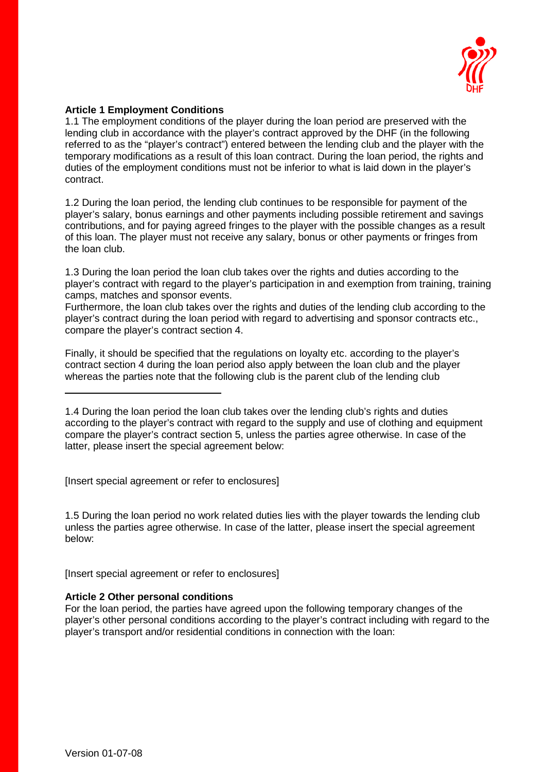**Article 1 Employment Conditions**

1.1 The employment conditions of the player during the loan period are preserved with the lending club in accordance with the player's contract approved by the DHF (in the following referred to as the "player's contract") entered between the lending club and the player with the temporary modifications as a result of this loan contract. During the loan period, the rights and duties of the employment conditions must not be inferior to what is laid down in the player's contract.

1.2 During the loan period, the lending club continues to be responsible for payment of the player's salary, bonus earnings and other payments including possible retirement and savings contributions, and for paying agreed fringes to the player with the possible changes as a result of this loan. The player must not receive any salary, bonus or other payments or fringes from the loan club.

1.3 During the loan period the loan club takes over the rights and duties according to the player's contract with regard to the player's participation in and exemption from training, training camps, matches and sponsor events.
Furthermore, the loan club takes over the rights and duties of the lending club according to the player's contract during the loan period with regard to advertising and sponsor contracts etc., compare the player's contract section 4.

Finally, it should be specified that the regulations on loyalty etc. according to the player's contract section 4 during the loan period also apply between the loan club and the player whereas the parties note that the following club is the parent club of the lending club

\_\_\_\_\_\_\_\_\_\_\_\_\_\_\_\_\_\_\_\_\_\_\_\_\_\_\_\_

1.4 During the loan period the loan club takes over the lending club's rights and duties according to the player's contract with regard to the supply and use of clothing and equipment compare the player's contract section 5, unless the parties agree otherwise. In case of the latter, please insert the special agreement below:

[Insert special agreement or refer to enclosures]

1.5 During the loan period no work related duties lies with the player towards the lending club unless the parties agree otherwise. In case of the latter, please insert the special agreement below:

[Insert special agreement or refer to enclosures]

**Article 2 Other personal conditions**

For the loan period, the parties have agreed upon the following temporary changes of the player's other personal conditions according to the player's contract including with regard to the player's transport and/or residential conditions in connection with the loan:

Version 01-07-08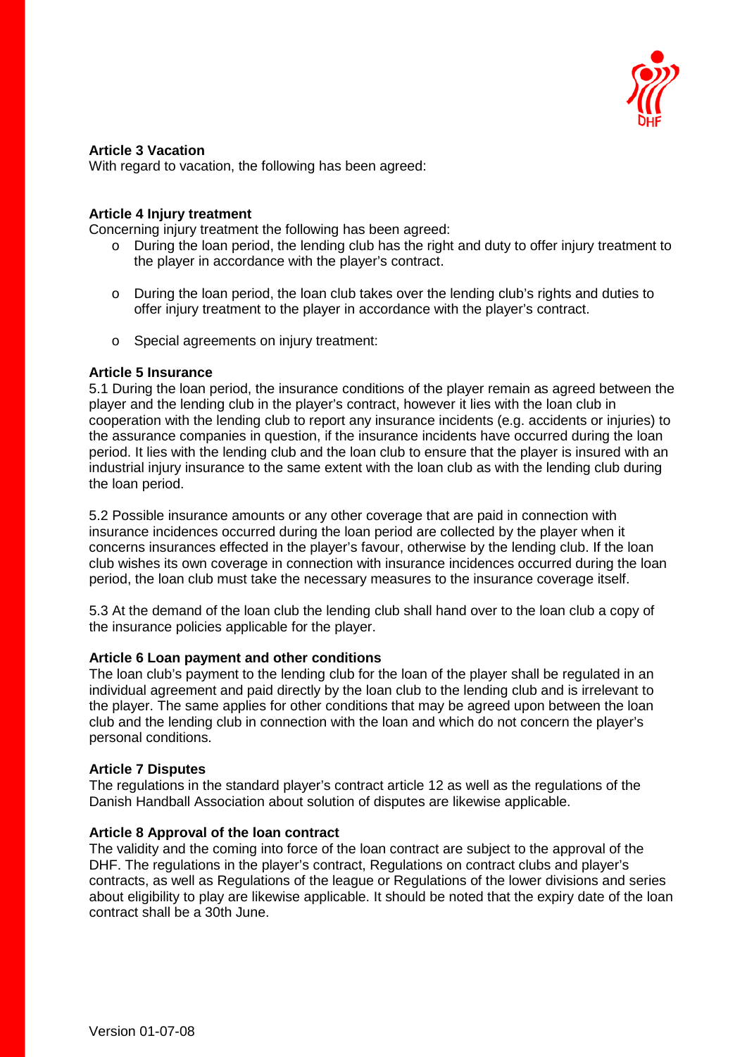**Article 3 Vacation**

With regard to vacation, the following has been agreed:

**Article 4 Injury treatment**

Concerning injury treatment the following has been agreed:

- During the loan period, the lending club has the right and duty to offer injury treatment to the player in accordance with the player's contract.

- During the loan period, the loan club takes over the lending club's rights and duties to offer injury treatment to the player in accordance with the player's contract.

- Special agreements on injury treatment:

**Article 5 Insurance**

5.1 During the loan period, the insurance conditions of the player remain as agreed between the player and the lending club in the player's contract, however it lies with the loan club in cooperation with the lending club to report any insurance incidents (e.g. accidents or injuries) to the assurance companies in question, if the insurance incidents have occurred during the loan period. It lies with the lending club and the loan club to ensure that the player is insured with an industrial injury insurance to the same extent with the loan club as with the lending club during the loan period.

5.2 Possible insurance amounts or any other coverage that are paid in connection with insurance incidences occurred during the loan period are collected by the player when it concerns insurances effected in the player's favour, otherwise by the lending club. If the loan club wishes its own coverage in connection with insurance incidences occurred during the loan period, the loan club must take the necessary measures to the insurance coverage itself.

5.3 At the demand of the loan club the lending club shall hand over to the loan club a copy of the insurance policies applicable for the player.

**Article 6 Loan payment and other conditions**

The loan club's payment to the lending club for the loan of the player shall be regulated in an individual agreement and paid directly by the loan club to the lending club and is irrelevant to the player. The same applies for other conditions that may be agreed upon between the loan club and the lending club in connection with the loan and which do not concern the player's personal conditions.

**Article 7 Disputes**

The regulations in the standard player's contract article 12 as well as the regulations of the Danish Handball Association about solution of disputes are likewise applicable.

**Article 8 Approval of the loan contract**

The validity and the coming into force of the loan contract are subject to the approval of the DHF. The regulations in the player's contract, Regulations on contract clubs and player's contracts, as well as Regulations of the league or Regulations of the lower divisions and series about eligibility to play are likewise applicable. It should be noted that the expiry date of the loan contract shall be a 30th June.

Version 01-07-08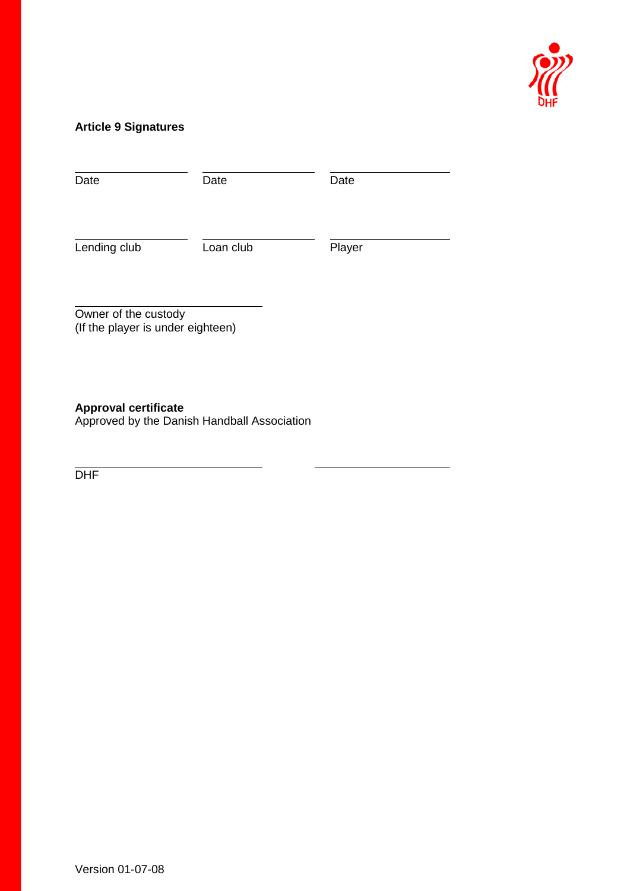**Article 9 Signatures**

| | | |
|---|---|---|
| Date | Date | Date |
| Lending club | Loan club | Player |

Owner of the custody
(If the player is under eighteen)

**Approval certificate**
Approved by the Danish Handball Association

DHF

Version 01-07-08